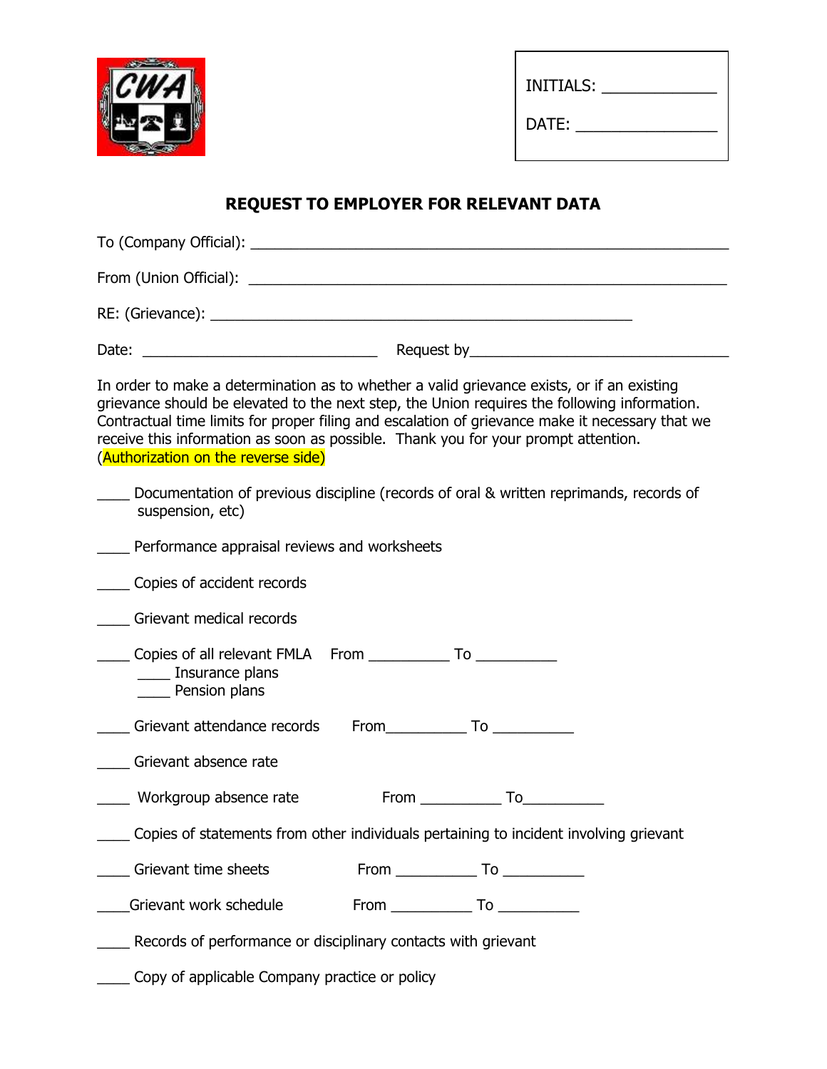INITIALS: ____________

DATE: ______________

## REQUEST TO EMPLOYER FOR RELEVANT DATA

To (Company Official): ______________________________________________________

From (Union Official): ______________________________________________________

RE: (Grievance): ______________________________________________

Date: ___________________________ Request by_____________________________

In order to make a determination as to whether a valid grievance exists, or if an existing grievance should be elevated to the next step, the Union requires the following information. Contractual time limits for proper filing and escalation of grievance make it necessary that we receive this information as soon as possible. Thank you for your prompt attention. (Authorization on the reverse side)

____ Documentation of previous discipline (records of oral & written reprimands, records of suspension, etc)

____ Performance appraisal reviews and worksheets

____ Copies of accident records

____ Grievant medical records

____ Copies of all relevant FMLA From __________ To __________
  - ____ Insurance plans
  - ____ Pension plans

____ Grievant attendance records From__________ To __________

____ Grievant absence rate

____ Workgroup absence rate From __________ To__________

____ Copies of statements from other individuals pertaining to incident involving grievant

____ Grievant time sheets From __________ To __________

____Grievant work schedule From __________ To __________

____ Records of performance or disciplinary contacts with grievant

____ Copy of applicable Company practice or policy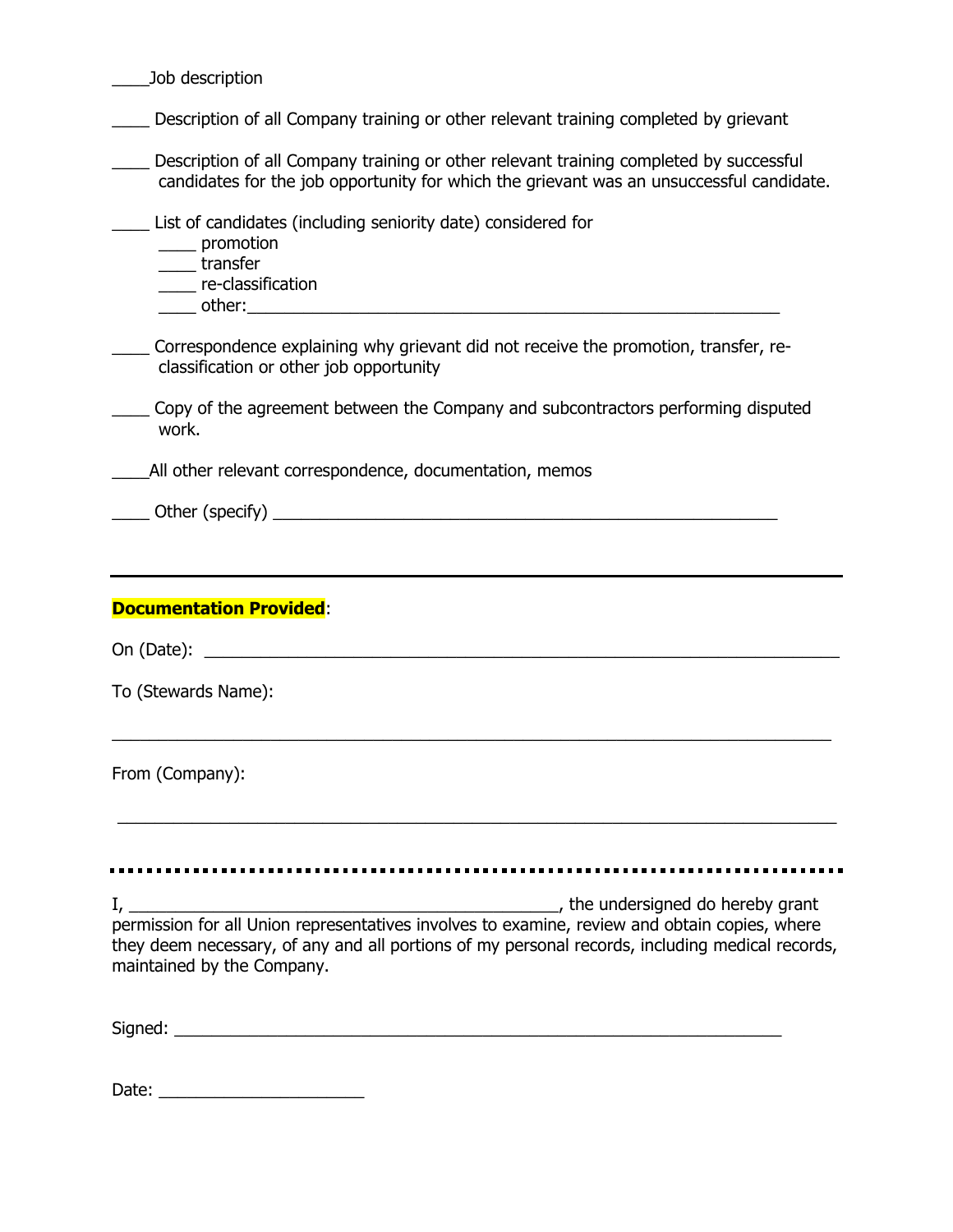____Job description

____ Description of all Company training or other relevant training completed by grievant

____ Description of all Company training or other relevant training completed by successful candidates for the job opportunity for which the grievant was an unsuccessful candidate.

____ List of candidates (including seniority date) considered for
- ____ promotion
- ____ transfer
- ____ re-classification
- ____ other:____________________________________________________________

____ Correspondence explaining why grievant did not receive the promotion, transfer, re-classification or other job opportunity

____ Copy of the agreement between the Company and subcontractors performing disputed work.

____All other relevant correspondence, documentation, memos

____ Other (specify) ________________________________________________________

---

**Documentation Provided**:

On (Date): ____________________________________________________________________

To (Stewards Name):

______________________________________________________________________________

From (Company):

______________________________________________________________________________

---

I, _____________________________________________, the undersigned do hereby grant permission for all Union representatives involves to examine, review and obtain copies, where they deem necessary, of any and all portions of my personal records, including medical records, maintained by the Company.

Signed: ______________________________________________________________

Date: ______________________